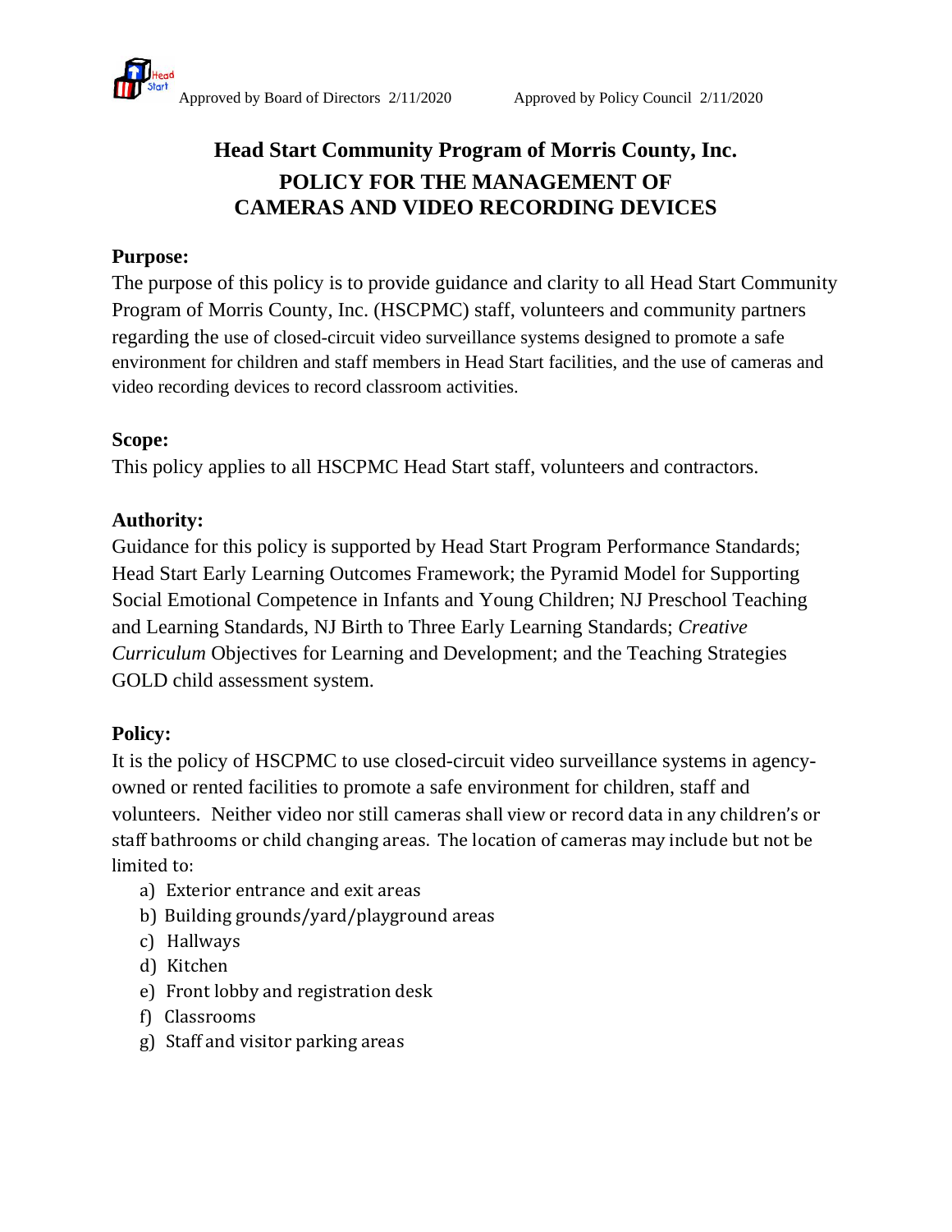Approved by Board of Directors 2/11/2020 Approved by Policy Council 2/11/2020

# Head Start Community Program of Morris County, Inc.

## POLICY FOR THE MANAGEMENT OF CAMERAS AND VIDEO RECORDING DEVICES

**Purpose:**

The purpose of this policy is to provide guidance and clarity to all Head Start Community Program of Morris County, Inc. (HSCPMC) staff, volunteers and community partners regarding the use of closed-circuit video surveillance systems designed to promote a safe environment for children and staff members in Head Start facilities, and the use of cameras and video recording devices to record classroom activities.

**Scope:**

This policy applies to all HSCPMC Head Start staff, volunteers and contractors.

**Authority:**

Guidance for this policy is supported by Head Start Program Performance Standards; Head Start Early Learning Outcomes Framework; the Pyramid Model for Supporting Social Emotional Competence in Infants and Young Children; NJ Preschool Teaching and Learning Standards, NJ Birth to Three Early Learning Standards; *Creative Curriculum* Objectives for Learning and Development; and the Teaching Strategies GOLD child assessment system.

**Policy:**

It is the policy of HSCPMC to use closed-circuit video surveillance systems in agency-owned or rented facilities to promote a safe environment for children, staff and volunteers. Neither video nor still cameras shall view or record data in any children's or staff bathrooms or child changing areas. The location of cameras may include but not be limited to:

a) Exterior entrance and exit areas
b) Building grounds/yard/playground areas
c) Hallways
d) Kitchen
e) Front lobby and registration desk
f) Classrooms
g) Staff and visitor parking areas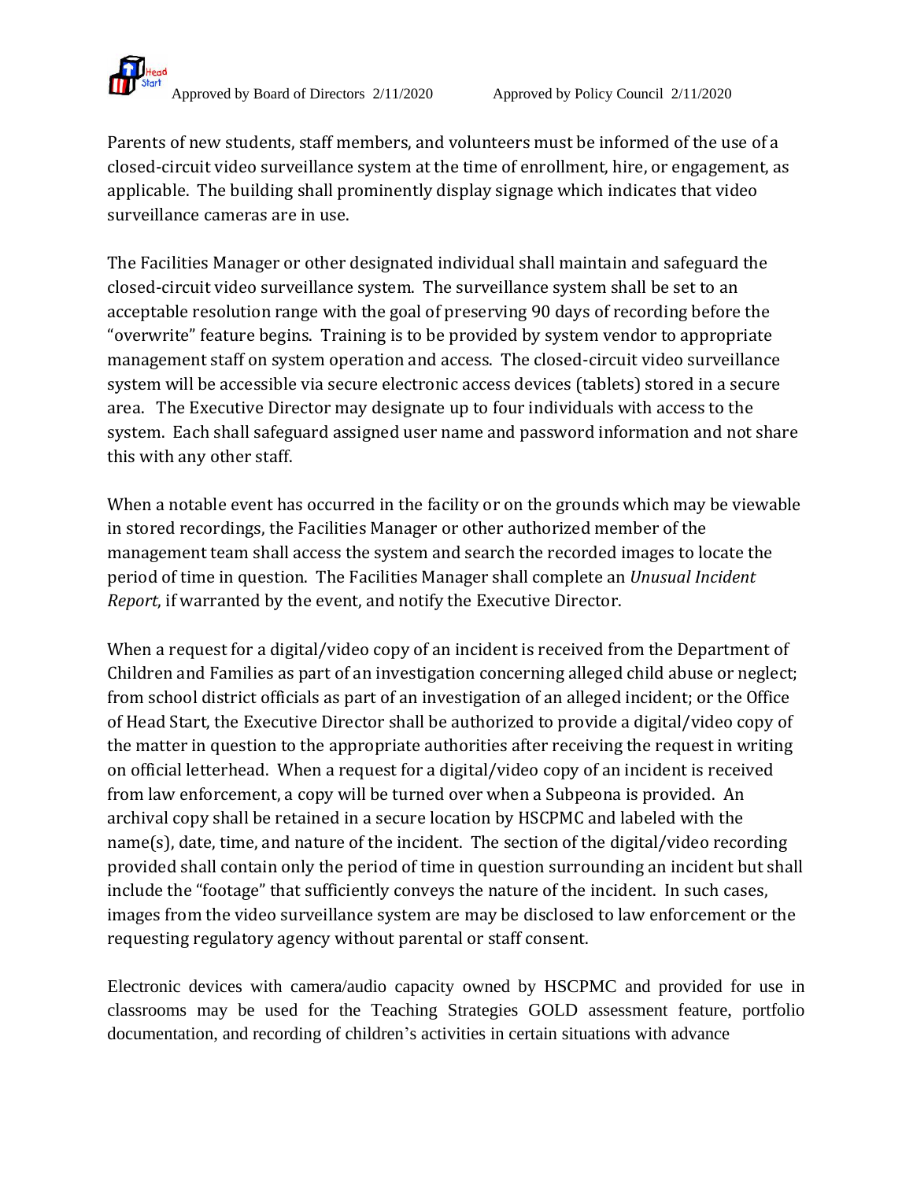Parents of new students, staff members, and volunteers must be informed of the use of a closed-circuit video surveillance system at the time of enrollment, hire, or engagement, as applicable. The building shall prominently display signage which indicates that video surveillance cameras are in use.

The Facilities Manager or other designated individual shall maintain and safeguard the closed-circuit video surveillance system. The surveillance system shall be set to an acceptable resolution range with the goal of preserving 90 days of recording before the "overwrite" feature begins. Training is to be provided by system vendor to appropriate management staff on system operation and access. The closed-circuit video surveillance system will be accessible via secure electronic access devices (tablets) stored in a secure area. The Executive Director may designate up to four individuals with access to the system. Each shall safeguard assigned user name and password information and not share this with any other staff.

When a notable event has occurred in the facility or on the grounds which may be viewable in stored recordings, the Facilities Manager or other authorized member of the management team shall access the system and search the recorded images to locate the period of time in question. The Facilities Manager shall complete an *Unusual Incident Report*, if warranted by the event, and notify the Executive Director.

When a request for a digital/video copy of an incident is received from the Department of Children and Families as part of an investigation concerning alleged child abuse or neglect; from school district officials as part of an investigation of an alleged incident; or the Office of Head Start, the Executive Director shall be authorized to provide a digital/video copy of the matter in question to the appropriate authorities after receiving the request in writing on official letterhead. When a request for a digital/video copy of an incident is received from law enforcement, a copy will be turned over when a Subpeona is provided. An archival copy shall be retained in a secure location by HSCPMC and labeled with the name(s), date, time, and nature of the incident. The section of the digital/video recording provided shall contain only the period of time in question surrounding an incident but shall include the "footage" that sufficiently conveys the nature of the incident. In such cases, images from the video surveillance system are may be disclosed to law enforcement or the requesting regulatory agency without parental or staff consent.

Electronic devices with camera/audio capacity owned by HSCPMC and provided for use in classrooms may be used for the Teaching Strategies GOLD assessment feature, portfolio documentation, and recording of children's activities in certain situations with advance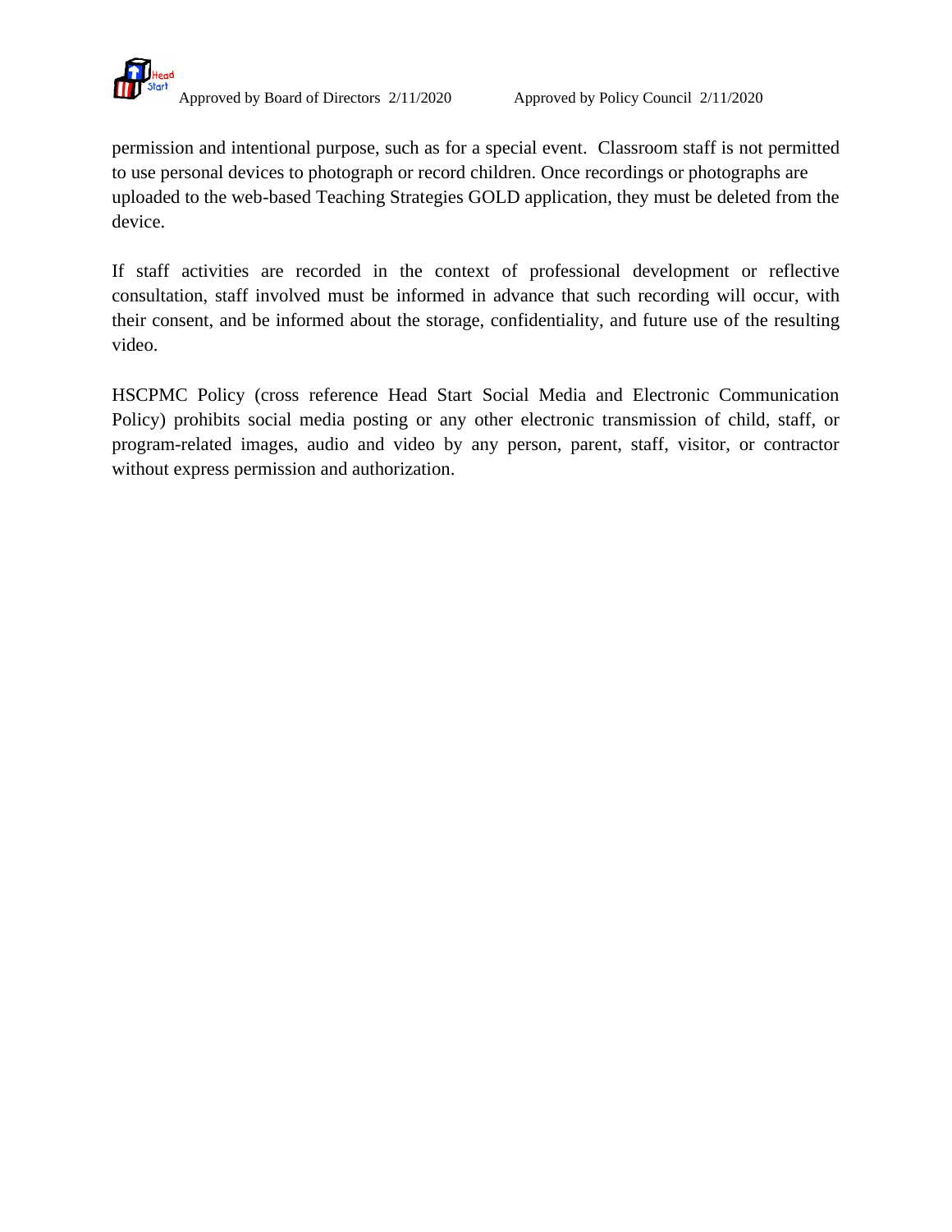permission and intentional purpose, such as for a special event. Classroom staff is not permitted to use personal devices to photograph or record children. Once recordings or photographs are uploaded to the web-based Teaching Strategies GOLD application, they must be deleted from the device.

If staff activities are recorded in the context of professional development or reflective consultation, staff involved must be informed in advance that such recording will occur, with their consent, and be informed about the storage, confidentiality, and future use of the resulting video.

HSCPMC Policy (cross reference Head Start Social Media and Electronic Communication Policy) prohibits social media posting or any other electronic transmission of child, staff, or program-related images, audio and video by any person, parent, staff, visitor, or contractor without express permission and authorization.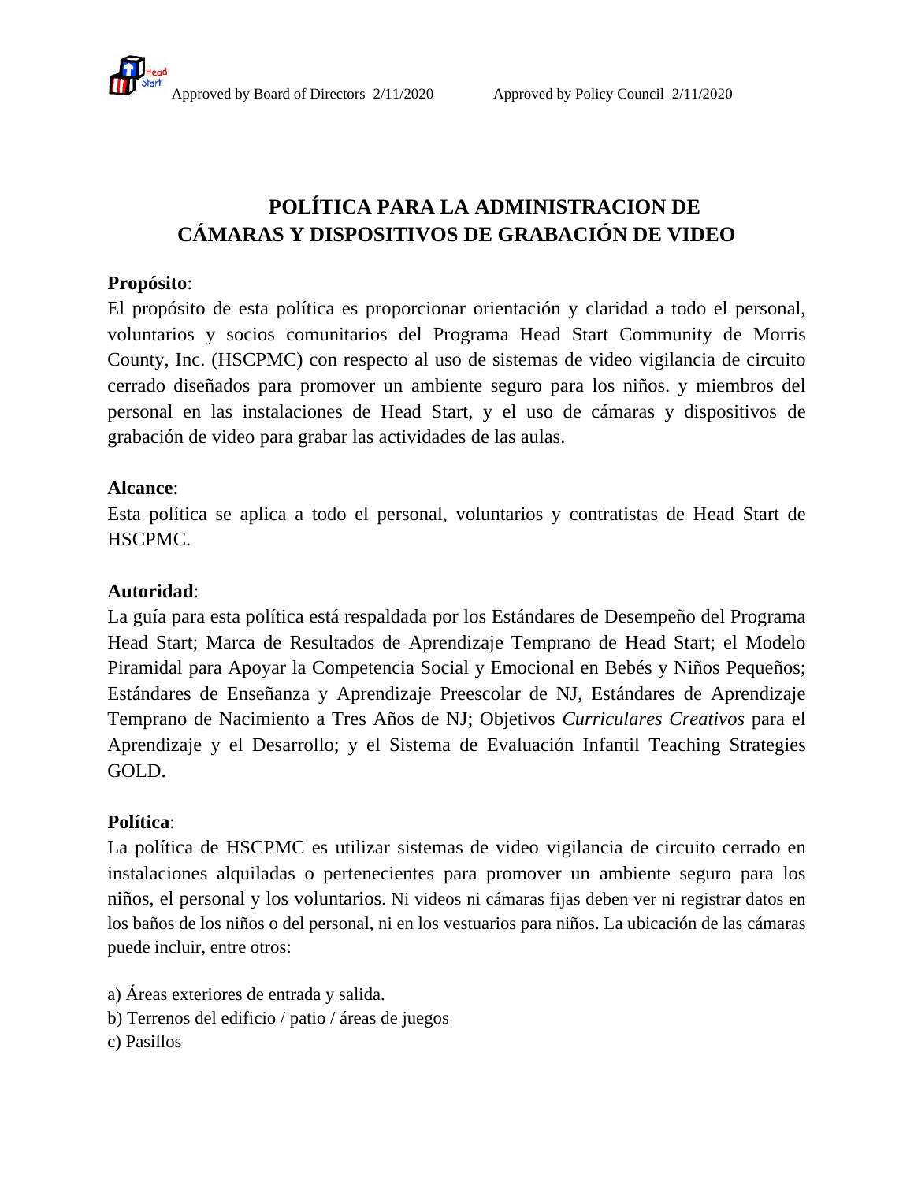Approved by Board of Directors 2/11/2020 Approved by Policy Council 2/11/2020

# POLÍTICA PARA LA ADMINISTRACION DE CÁMARAS Y DISPOSITIVOS DE GRABACIÓN DE VIDEO

**Propósito**:

El propósito de esta política es proporcionar orientación y claridad a todo el personal, voluntarios y socios comunitarios del Programa Head Start Community de Morris County, Inc. (HSCPMC) con respecto al uso de sistemas de video vigilancia de circuito cerrado diseñados para promover un ambiente seguro para los niños. y miembros del personal en las instalaciones de Head Start, y el uso de cámaras y dispositivos de grabación de video para grabar las actividades de las aulas.

**Alcance**:

Esta política se aplica a todo el personal, voluntarios y contratistas de Head Start de HSCPMC.

**Autoridad**:

La guía para esta política está respaldada por los Estándares de Desempeño del Programa Head Start; Marca de Resultados de Aprendizaje Temprano de Head Start; el Modelo Piramidal para Apoyar la Competencia Social y Emocional en Bebés y Niños Pequeños; Estándares de Enseñanza y Aprendizaje Preescolar de NJ, Estándares de Aprendizaje Temprano de Nacimiento a Tres Años de NJ; Objetivos *Curriculares Creativos* para el Aprendizaje y el Desarrollo; y el Sistema de Evaluación Infantil Teaching Strategies GOLD.

**Política**:

La política de HSCPMC es utilizar sistemas de video vigilancia de circuito cerrado en instalaciones alquiladas o pertenecientes para promover un ambiente seguro para los niños, el personal y los voluntarios. Ni videos ni cámaras fijas deben ver ni registrar datos en los baños de los niños o del personal, ni en los vestuarios para niños. La ubicación de las cámaras puede incluir, entre otros:

a) Áreas exteriores de entrada y salida.
b) Terrenos del edificio / patio / áreas de juegos
c) Pasillos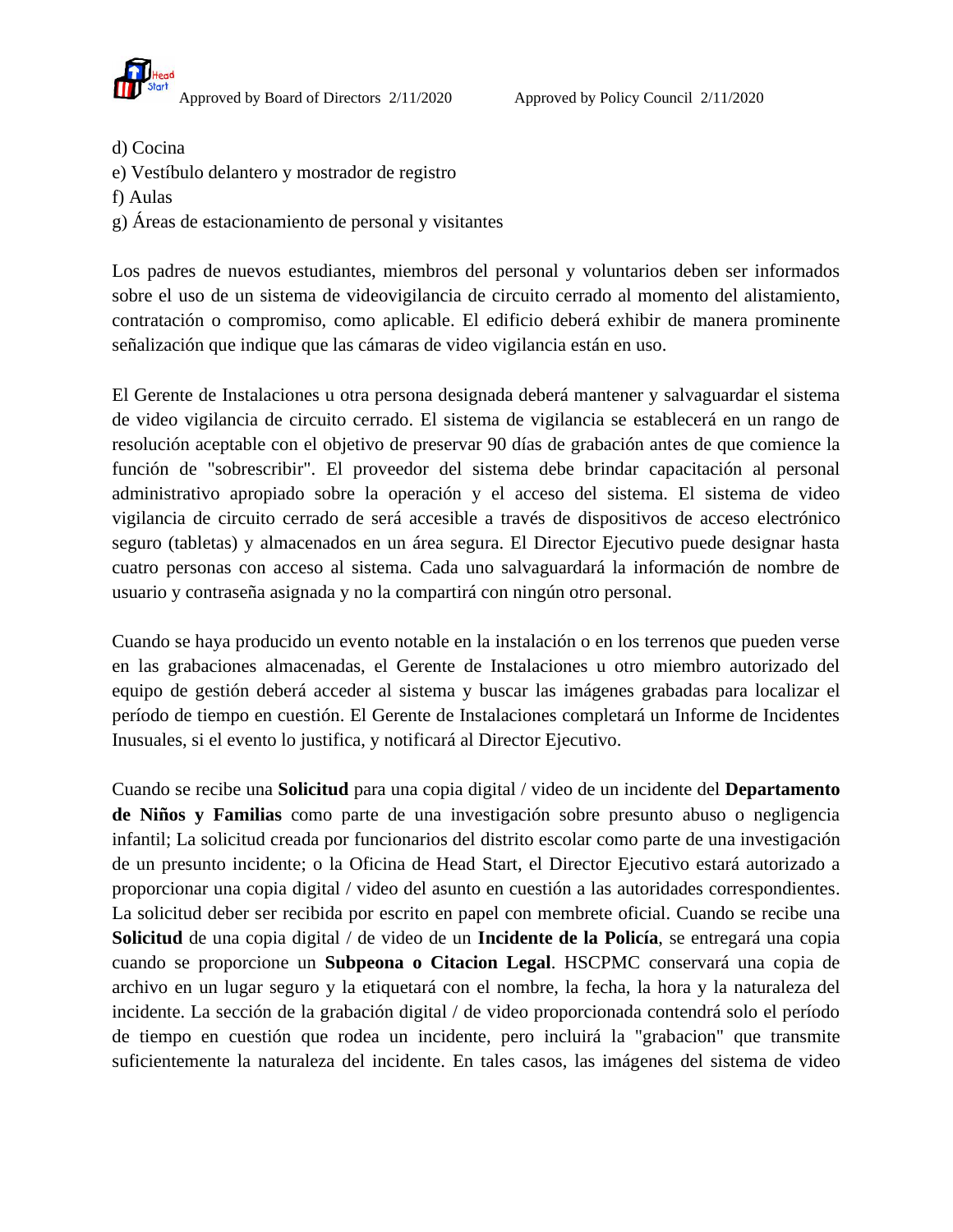d) Cocina
e) Vestíbulo delantero y mostrador de registro
f) Aulas
g) Áreas de estacionamiento de personal y visitantes

Los padres de nuevos estudiantes, miembros del personal y voluntarios deben ser informados sobre el uso de un sistema de videovigilancia de circuito cerrado al momento del alistamiento, contratación o compromiso, como aplicable. El edificio deberá exhibir de manera prominente señalización que indique que las cámaras de video vigilancia están en uso.

El Gerente de Instalaciones u otra persona designada deberá mantener y salvaguardar el sistema de video vigilancia de circuito cerrado. El sistema de vigilancia se establecerá en un rango de resolución aceptable con el objetivo de preservar 90 días de grabación antes de que comience la función de "sobrescribir". El proveedor del sistema debe brindar capacitación al personal administrativo apropiado sobre la operación y el acceso del sistema. El sistema de video vigilancia de circuito cerrado de será accesible a través de dispositivos de acceso electrónico seguro (tabletas) y almacenados en un área segura. El Director Ejecutivo puede designar hasta cuatro personas con acceso al sistema. Cada uno salvaguardará la información de nombre de usuario y contraseña asignada y no la compartirá con ningún otro personal.

Cuando se haya producido un evento notable en la instalación o en los terrenos que pueden verse en las grabaciones almacenadas, el Gerente de Instalaciones u otro miembro autorizado del equipo de gestión deberá acceder al sistema y buscar las imágenes grabadas para localizar el período de tiempo en cuestión. El Gerente de Instalaciones completará un Informe de Incidentes Inusuales, si el evento lo justifica, y notificará al Director Ejecutivo.

Cuando se recibe una **Solicitud** para una copia digital / video de un incidente del **Departamento de Niños y Familias** como parte de una investigación sobre presunto abuso o negligencia infantil; La solicitud creada por funcionarios del distrito escolar como parte de una investigación de un presunto incidente; o la Oficina de Head Start, el Director Ejecutivo estará autorizado a proporcionar una copia digital / video del asunto en cuestión a las autoridades correspondientes. La solicitud deber ser recibida por escrito en papel con membrete oficial. Cuando se recibe una **Solicitud** de una copia digital / de video de un **Incidente de la Policía**, se entregará una copia cuando se proporcione un **Subpeona o Citacion Legal**. HSCPMC conservará una copia de archivo en un lugar seguro y la etiquetará con el nombre, la fecha, la hora y la naturaleza del incidente. La sección de la grabación digital / de video proporcionada contendrá solo el período de tiempo en cuestión que rodea un incidente, pero incluirá la "grabacion" que transmite suficientemente la naturaleza del incidente. En tales casos, las imágenes del sistema de video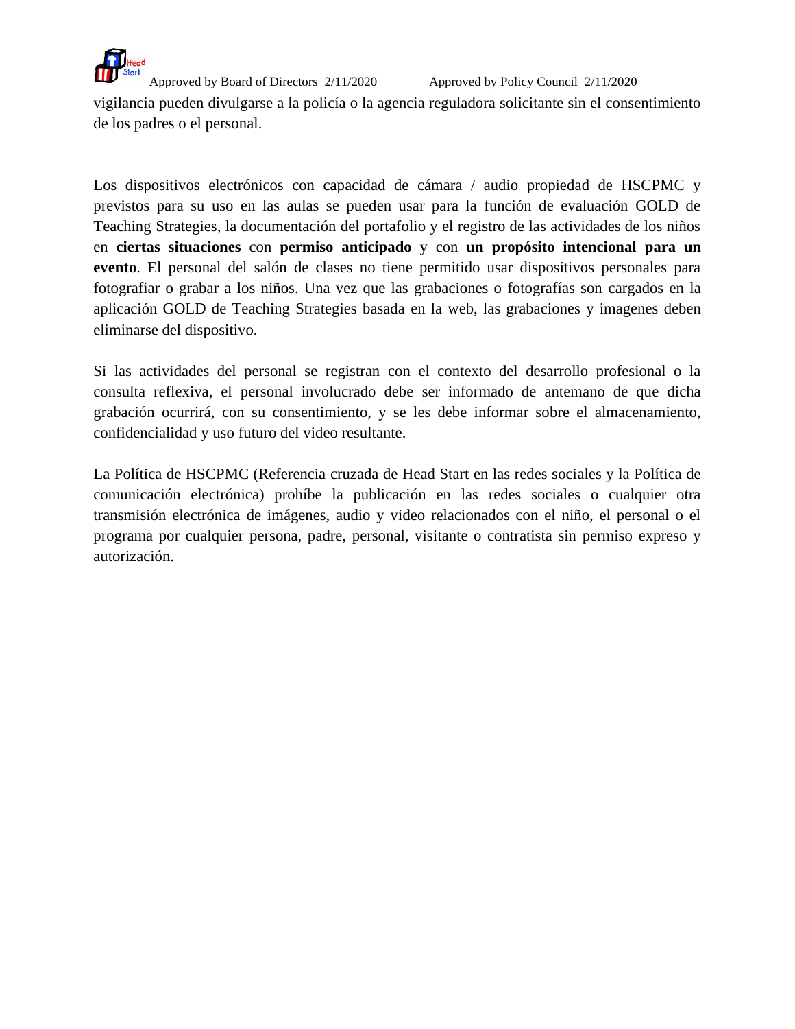vigilancia pueden divulgarse a la policía o la agencia reguladora solicitante sin el consentimiento de los padres o el personal.

Los dispositivos electrónicos con capacidad de cámara / audio propiedad de HSCPMC y previstos para su uso en las aulas se pueden usar para la función de evaluación GOLD de Teaching Strategies, la documentación del portafolio y el registro de las actividades de los niños en **ciertas situaciones** con **permiso anticipado** y con **un propósito intencional para un evento**. El personal del salón de clases no tiene permitido usar dispositivos personales para fotografiar o grabar a los niños. Una vez que las grabaciones o fotografías son cargados en la aplicación GOLD de Teaching Strategies basada en la web, las grabaciones y imagenes deben eliminarse del dispositivo.

Si las actividades del personal se registran con el contexto del desarrollo profesional o la consulta reflexiva, el personal involucrado debe ser informado de antemano de que dicha grabación ocurrirá, con su consentimiento, y se les debe informar sobre el almacenamiento, confidencialidad y uso futuro del video resultante.

La Política de HSCPMC (Referencia cruzada de Head Start en las redes sociales y la Política de comunicación electrónica) prohíbe la publicación en las redes sociales o cualquier otra transmisión electrónica de imágenes, audio y video relacionados con el niño, el personal o el programa por cualquier persona, padre, personal, visitante o contratista sin permiso expreso y autorización.